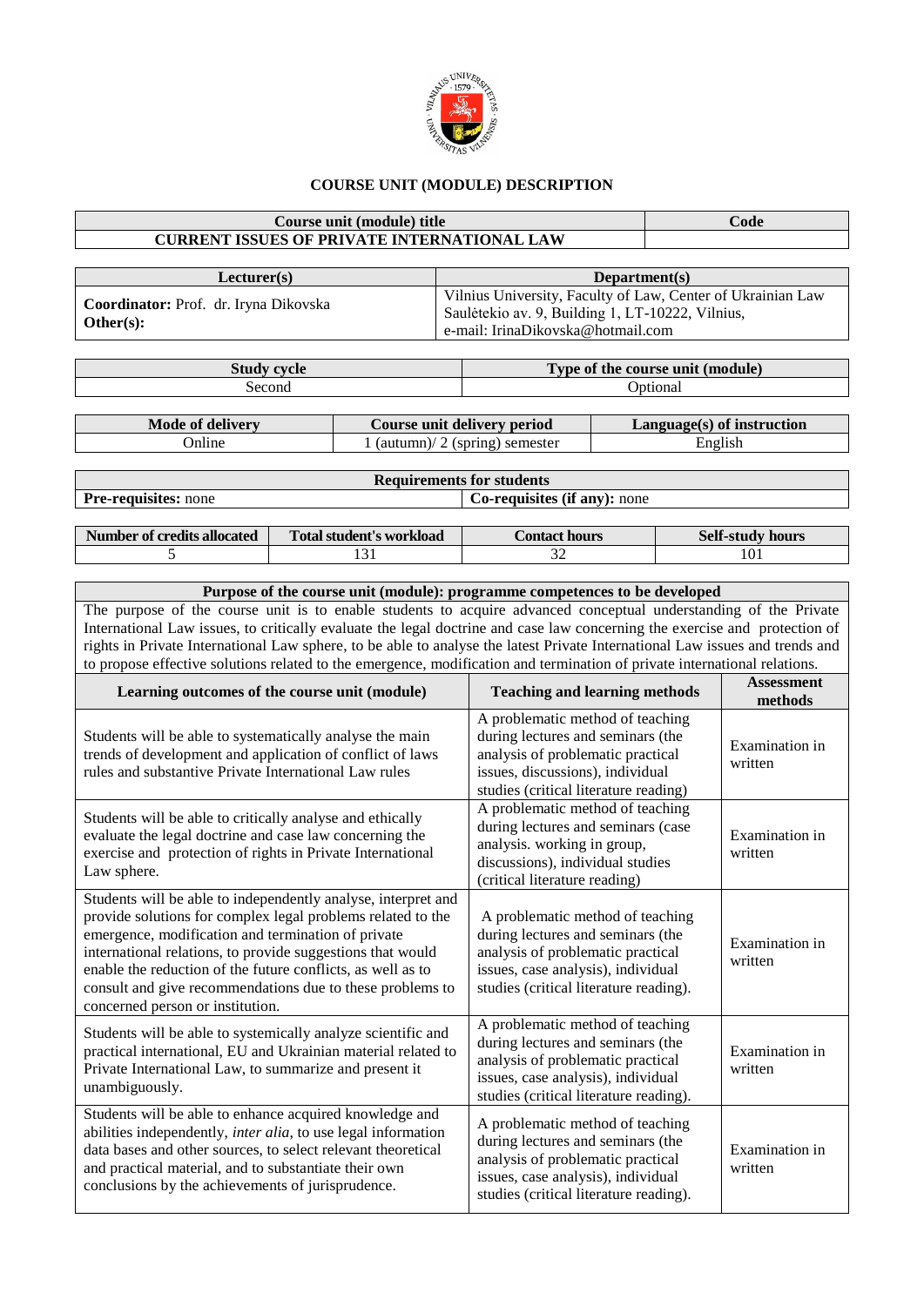## COURSE UNIT (MODULE) DESCRIPTION

| Course unit (module) title | Code |
|---|---|
| CURRENT ISSUES OF PRIVATE INTERNATIONAL LAW | |

| Lecturer(s) | Department(s) |
|---|---|
| **Coordinator:** Prof. dr. Iryna Dikovska<br>**Other(s):** | Vilnius University, Faculty of Law, Center of Ukrainian Law<br>Saulėtekio av. 9, Building 1, LT-10222, Vilnius,<br>e-mail: IrinaDikovska@hotmail.com |

| Study cycle | Type of the course unit (module) |
|---|---|
| Second | Optional |

| Mode of delivery | Course unit delivery period | Language(s) of instruction |
|---|---|---|
| Online | 1 (autumn)/ 2 (spring) semester | English |

| Requirements for students | |
|---|---|
| **Pre-requisites:** none | **Co-requisites (if any):** none |

| Number of credits allocated | Total student's workload | Contact hours | Self-study hours |
|---|---|---|---|
| 5 | 131 | 32 | 101 |

**Purpose of the course unit (module): programme competences to be developed**

The purpose of the course unit is to enable students to acquire advanced conceptual understanding of the Private International Law issues, to critically evaluate the legal doctrine and case law concerning the exercise and protection of rights in Private International Law sphere, to be able to analyse the latest Private International Law issues and trends and to propose effective solutions related to the emergence, modification and termination of private international relations.

| Learning outcomes of the course unit (module) | Teaching and learning methods | Assessment methods |
|---|---|---|
| Students will be able to systematically analyse the main trends of development and application of conflict of laws rules and substantive Private International Law rules | A problematic method of teaching during lectures and seminars (the analysis of problematic practical issues, discussions), individual studies (critical literature reading) | Examination in written |
| Students will be able to critically analyse and ethically evaluate the legal doctrine and case law concerning the exercise and protection of rights in Private International Law sphere. | A problematic method of teaching during lectures and seminars (case analysis. working in group, discussions), individual studies (critical literature reading) | Examination in written |
| Students will be able to independently analyse, interpret and provide solutions for complex legal problems related to the emergence, modification and termination of private international relations, to provide suggestions that would enable the reduction of the future conflicts, as well as to consult and give recommendations due to these problems to concerned person or institution. | A problematic method of teaching during lectures and seminars (the analysis of problematic practical issues, case analysis), individual studies (critical literature reading). | Examination in written |
| Students will be able to systemically analyze scientific and practical international, EU and Ukrainian material related to Private International Law, to summarize and present it unambiguously. | A problematic method of teaching during lectures and seminars (the analysis of problematic practical issues, case analysis), individual studies (critical literature reading). | Examination in written |
| Students will be able to enhance acquired knowledge and abilities independently, *inter alia*, to use legal information data bases and other sources, to select relevant theoretical and practical material, and to substantiate their own conclusions by the achievements of jurisprudence. | A problematic method of teaching during lectures and seminars (the analysis of problematic practical issues, case analysis), individual studies (critical literature reading). | Examination in written |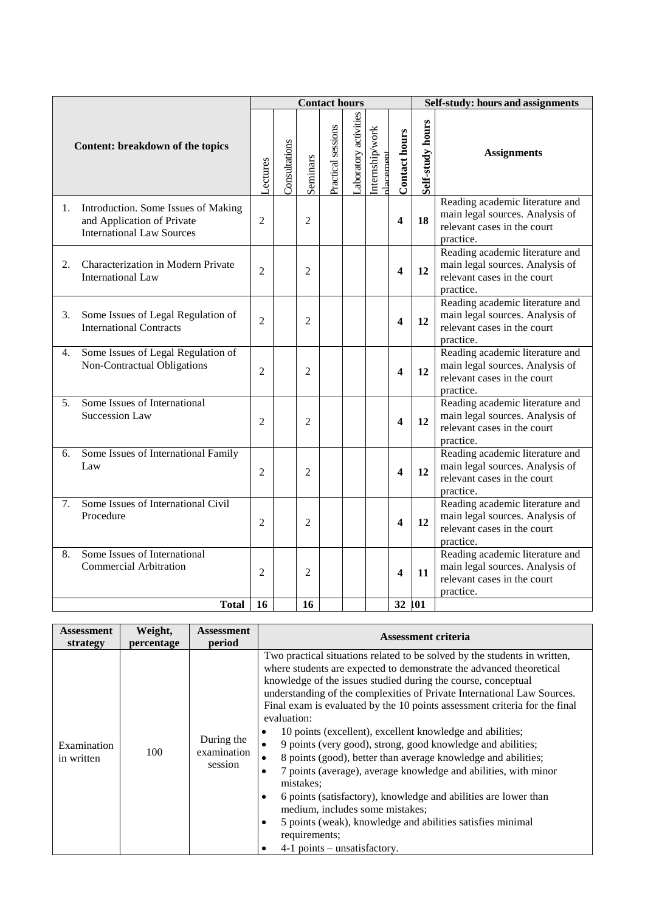| Content: breakdown of the topics | Contact hours | | | | | | | Self-study: hours and assignments | |
|---|---|---|---|---|---|---|---|---|---|
| | Lectures | Consultations | Seminars | Practical sessions | Laboratory activities | Internship/work placement | Contact hours | Self-study hours | Assignments |
| 1. Introduction. Some Issues of Making and Application of Private International Law Sources | 2 | | 2 | | | | **4** | **18** | Reading academic literature and main legal sources. Analysis of relevant cases in the court practice. |
| 2. Characterization in Modern Private International Law | 2 | | 2 | | | | **4** | **12** | Reading academic literature and main legal sources. Analysis of relevant cases in the court practice. |
| 3. Some Issues of Legal Regulation of International Contracts | 2 | | 2 | | | | **4** | **12** | Reading academic literature and main legal sources. Analysis of relevant cases in the court practice. |
| 4. Some Issues of Legal Regulation of Non-Contractual Obligations | 2 | | 2 | | | | **4** | **12** | Reading academic literature and main legal sources. Analysis of relevant cases in the court practice. |
| 5. Some Issues of International Succession Law | 2 | | 2 | | | | **4** | **12** | Reading academic literature and main legal sources. Analysis of relevant cases in the court practice. |
| 6. Some Issues of International Family Law | 2 | | 2 | | | | **4** | **12** | Reading academic literature and main legal sources. Analysis of relevant cases in the court practice. |
| 7. Some Issues of International Civil Procedure | 2 | | 2 | | | | **4** | **12** | Reading academic literature and main legal sources. Analysis of relevant cases in the court practice. |
| 8. Some Issues of International Commercial Arbitration | 2 | | 2 | | | | **4** | **11** | Reading academic literature and main legal sources. Analysis of relevant cases in the court practice. |
| **Total** | **16** | | **16** | | | | **32** | **101** | |

| Assessment strategy | Weight, percentage | Assessment period | Assessment criteria |
|---|---|---|---|
| Examination in written | 100 | During the examination session | Two practical situations related to be solved by the students in written, where students are expected to demonstrate the advanced theoretical knowledge of the issues studied during the course, conceptual understanding of the complexities of Private International Law Sources. Final exam is evaluated by the 10 points assessment criteria for the final evaluation:<br>• 10 points (excellent), excellent knowledge and abilities;<br>• 9 points (very good), strong, good knowledge and abilities;<br>• 8 points (good), better than average knowledge and abilities;<br>• 7 points (average), average knowledge and abilities, with minor mistakes;<br>• 6 points (satisfactory), knowledge and abilities are lower than medium, includes some mistakes;<br>• 5 points (weak), knowledge and abilities satisfies minimal requirements;<br>• 4-1 points – unsatisfactory. |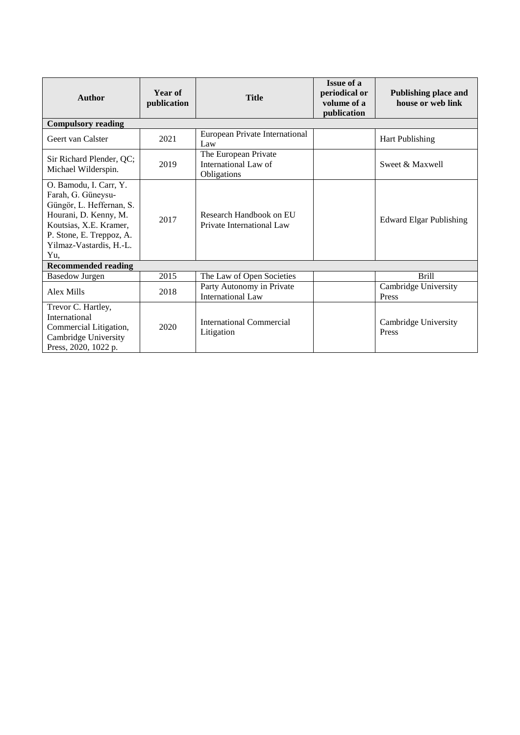| Author | Year of publication | Title | Issue of a periodical or volume of a publication | Publishing place and house or web link |
|---|---|---|---|---|
| **Compulsory reading** | | | | |
| Geert van Calster | 2021 | European Private International Law | | Hart Publishing |
| Sir Richard Plender, QC; Michael Wilderspin. | 2019 | The European Private International Law of Obligations | | Sweet & Maxwell |
| O. Bamodu, I. Carr, Y. Farah, G. Güneysu-Güngör, L. Heffernan, S. Hourani, D. Kenny, M. Koutsias, X.E. Kramer, P. Stone, E. Treppoz, A. Yilmaz-Vastardis, H.-L. Yu, | 2017 | Research Handbook on EU Private International Law | | Edward Elgar Publishing |
| **Recommended reading** | | | | |
| Basedow Jurgen | 2015 | The Law of Open Societies | | Brill |
| Alex Mills | 2018 | Party Autonomy in Private International Law | | Cambridge University Press |
| Trevor C. Hartley, International Commercial Litigation, Cambridge University Press, 2020, 1022 p. | 2020 | International Commercial Litigation | | Cambridge University Press |